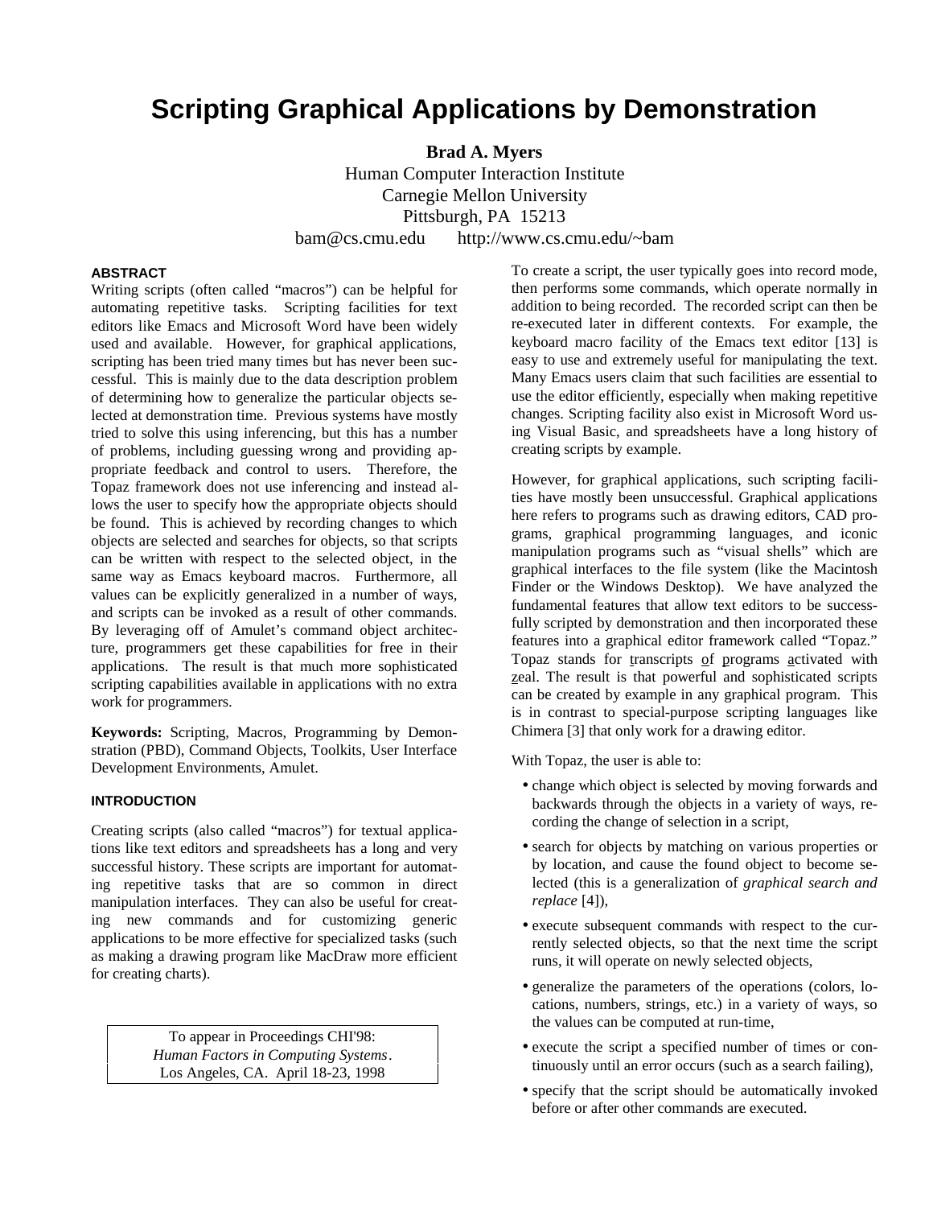# Scripting Graphical Applications by Demonstration

**Brad A. Myers**

Human Computer Interaction Institute
Carnegie Mellon University
Pittsburgh, PA 15213
bam@cs.cmu.edu http://www.cs.cmu.edu/~bam

## ABSTRACT

Writing scripts (often called "macros") can be helpful for automating repetitive tasks. Scripting facilities for text editors like Emacs and Microsoft Word have been widely used and available. However, for graphical applications, scripting has been tried many times but has never been successful. This is mainly due to the data description problem of determining how to generalize the particular objects selected at demonstration time. Previous systems have mostly tried to solve this using inferencing, but this has a number of problems, including guessing wrong and providing appropriate feedback and control to users. Therefore, the Topaz framework does not use inferencing and instead allows the user to specify how the appropriate objects should be found. This is achieved by recording changes to which objects are selected and searches for objects, so that scripts can be written with respect to the selected object, in the same way as Emacs keyboard macros. Furthermore, all values can be explicitly generalized in a number of ways, and scripts can be invoked as a result of other commands. By leveraging off of Amulet's command object architecture, programmers get these capabilities for free in their applications. The result is that much more sophisticated scripting capabilities available in applications with no extra work for programmers.

**Keywords:** Scripting, Macros, Programming by Demonstration (PBD), Command Objects, Toolkits, User Interface Development Environments, Amulet.

## INTRODUCTION

Creating scripts (also called "macros") for textual applications like text editors and spreadsheets has a long and very successful history. These scripts are important for automating repetitive tasks that are so common in direct manipulation interfaces. They can also be useful for creating new commands and for customizing generic applications to be more effective for specialized tasks (such as making a drawing program like MacDraw more efficient for creating charts).

To appear in Proceedings CHI'98:
*Human Factors in Computing Systems*.
Los Angeles, CA. April 18-23, 1998

To create a script, the user typically goes into record mode, then performs some commands, which operate normally in addition to being recorded. The recorded script can then be re-executed later in different contexts. For example, the keyboard macro facility of the Emacs text editor [13] is easy to use and extremely useful for manipulating the text. Many Emacs users claim that such facilities are essential to use the editor efficiently, especially when making repetitive changes. Scripting facility also exist in Microsoft Word using Visual Basic, and spreadsheets have a long history of creating scripts by example.

However, for graphical applications, such scripting facilities have mostly been unsuccessful. Graphical applications here refers to programs such as drawing editors, CAD programs, graphical programming languages, and iconic manipulation programs such as "visual shells" which are graphical interfaces to the file system (like the Macintosh Finder or the Windows Desktop). We have analyzed the fundamental features that allow text editors to be successfully scripted by demonstration and then incorporated these features into a graphical editor framework called "Topaz." Topaz stands for transcripts of programs activated with zeal. The result is that powerful and sophisticated scripts can be created by example in any graphical program. This is in contrast to special-purpose scripting languages like Chimera [3] that only work for a drawing editor.

With Topaz, the user is able to:

- change which object is selected by moving forwards and backwards through the objects in a variety of ways, recording the change of selection in a script,
- search for objects by matching on various properties or by location, and cause the found object to become selected (this is a generalization of *graphical search and replace* [4]),
- execute subsequent commands with respect to the currently selected objects, so that the next time the script runs, it will operate on newly selected objects,
- generalize the parameters of the operations (colors, locations, numbers, strings, etc.) in a variety of ways, so the values can be computed at run-time,
- execute the script a specified number of times or continuously until an error occurs (such as a search failing),
- specify that the script should be automatically invoked before or after other commands are executed.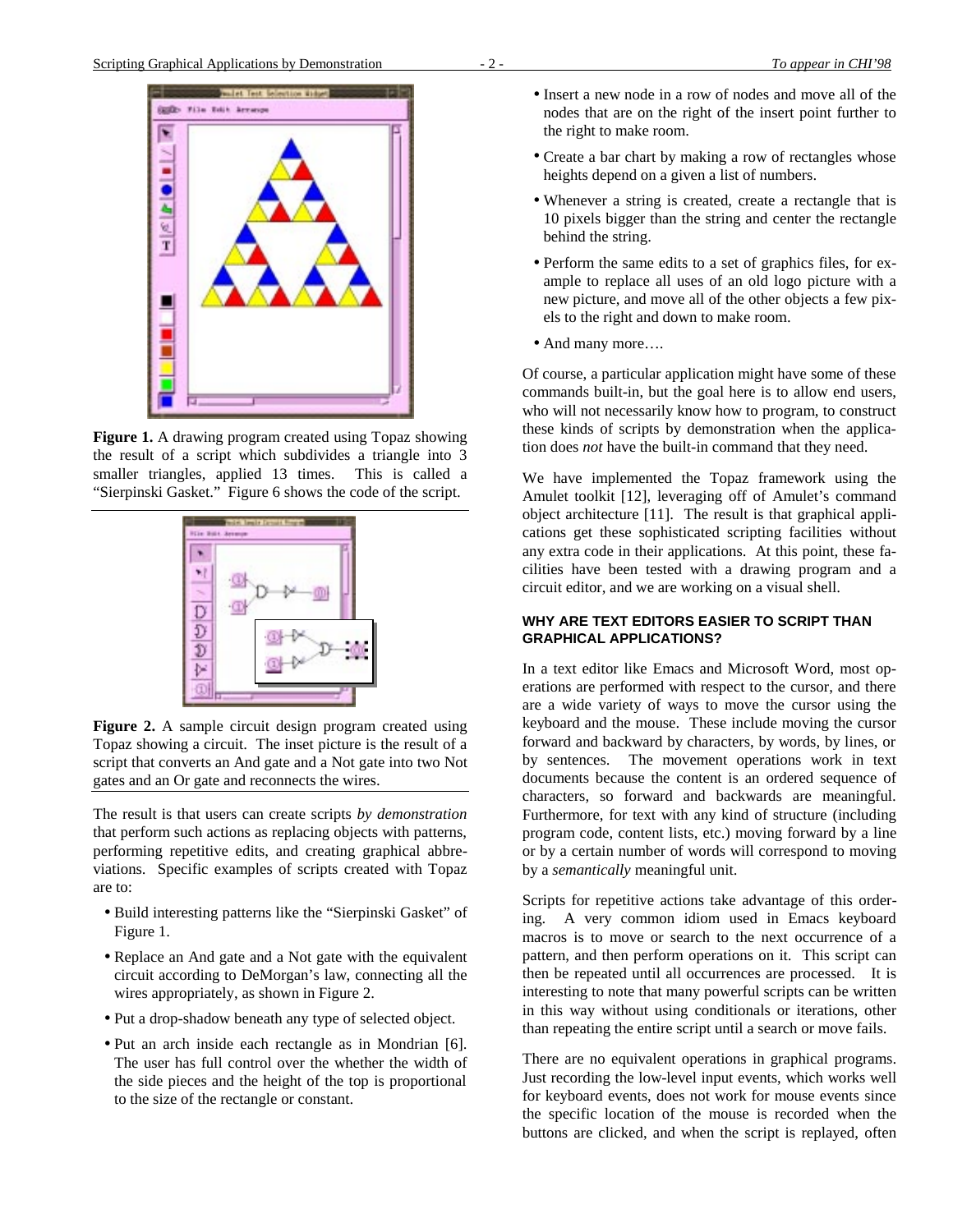**Figure 1.** A drawing program created using Topaz showing the result of a script which subdivides a triangle into 3 smaller triangles, applied 13 times. This is called a "Sierpinski Gasket." Figure 6 shows the code of the script.

**Figure 2.** A sample circuit design program created using Topaz showing a circuit. The inset picture is the result of a script that converts an And gate and a Not gate into two Not gates and an Or gate and reconnects the wires.

The result is that users can create scripts *by demonstration* that perform such actions as replacing objects with patterns, performing repetitive edits, and creating graphical abbreviations. Specific examples of scripts created with Topaz are to:

- Build interesting patterns like the "Sierpinski Gasket" of Figure 1.
- Replace an And gate and a Not gate with the equivalent circuit according to DeMorgan's law, connecting all the wires appropriately, as shown in Figure 2.
- Put a drop-shadow beneath any type of selected object.
- Put an arch inside each rectangle as in Mondrian [6]. The user has full control over the whether the width of the side pieces and the height of the top is proportional to the size of the rectangle or constant.
- Insert a new node in a row of nodes and move all of the nodes that are on the right of the insert point further to the right to make room.
- Create a bar chart by making a row of rectangles whose heights depend on a given a list of numbers.
- Whenever a string is created, create a rectangle that is 10 pixels bigger than the string and center the rectangle behind the string.
- Perform the same edits to a set of graphics files, for example to replace all uses of an old logo picture with a new picture, and move all of the other objects a few pixels to the right and down to make room.
- And many more….

Of course, a particular application might have some of these commands built-in, but the goal here is to allow end users, who will not necessarily know how to program, to construct these kinds of scripts by demonstration when the application does *not* have the built-in command that they need.

We have implemented the Topaz framework using the Amulet toolkit [12], leveraging off of Amulet's command object architecture [11]. The result is that graphical applications get these sophisticated scripting facilities without any extra code in their applications. At this point, these facilities have been tested with a drawing program and a circuit editor, and we are working on a visual shell.

## WHY ARE TEXT EDITORS EASIER TO SCRIPT THAN GRAPHICAL APPLICATIONS?

In a text editor like Emacs and Microsoft Word, most operations are performed with respect to the cursor, and there are a wide variety of ways to move the cursor using the keyboard and the mouse. These include moving the cursor forward and backward by characters, by words, by lines, or by sentences. The movement operations work in text documents because the content is an ordered sequence of characters, so forward and backwards are meaningful. Furthermore, for text with any kind of structure (including program code, content lists, etc.) moving forward by a line or by a certain number of words will correspond to moving by a *semantically* meaningful unit.

Scripts for repetitive actions take advantage of this ordering. A very common idiom used in Emacs keyboard macros is to move or search to the next occurrence of a pattern, and then perform operations on it. This script can then be repeated until all occurrences are processed. It is interesting to note that many powerful scripts can be written in this way without using conditionals or iterations, other than repeating the entire script until a search or move fails.

There are no equivalent operations in graphical programs. Just recording the low-level input events, which works well for keyboard events, does not work for mouse events since the specific location of the mouse is recorded when the buttons are clicked, and when the script is replayed, often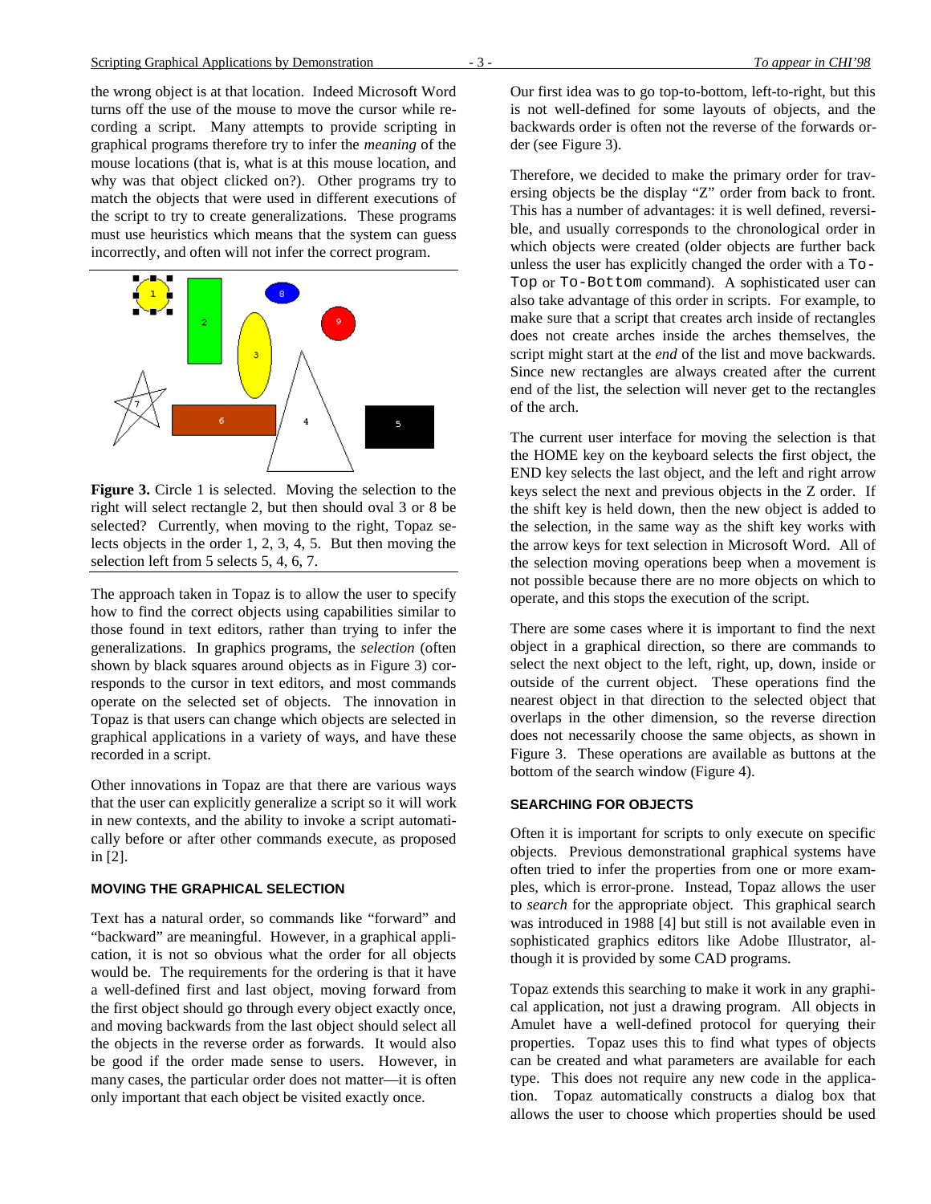the wrong object is at that location. Indeed Microsoft Word turns off the use of the mouse to move the cursor while recording a script. Many attempts to provide scripting in graphical programs therefore try to infer the *meaning* of the mouse locations (that is, what is at this mouse location, and why was that object clicked on?). Other programs try to match the objects that were used in different executions of the script to try to create generalizations. These programs must use heuristics which means that the system can guess incorrectly, and often will not infer the correct program.

**Figure 3.** Circle 1 is selected. Moving the selection to the right will select rectangle 2, but then should oval 3 or 8 be selected? Currently, when moving to the right, Topaz selects objects in the order 1, 2, 3, 4, 5. But then moving the selection left from 5 selects 5, 4, 6, 7.

The approach taken in Topaz is to allow the user to specify how to find the correct objects using capabilities similar to those found in text editors, rather than trying to infer the generalizations. In graphics programs, the *selection* (often shown by black squares around objects as in Figure 3) corresponds to the cursor in text editors, and most commands operate on the selected set of objects. The innovation in Topaz is that users can change which objects are selected in graphical applications in a variety of ways, and have these recorded in a script.

Other innovations in Topaz are that there are various ways that the user can explicitly generalize a script so it will work in new contexts, and the ability to invoke a script automatically before or after other commands execute, as proposed in [2].

## MOVING THE GRAPHICAL SELECTION

Text has a natural order, so commands like "forward" and "backward" are meaningful. However, in a graphical application, it is not so obvious what the order for all objects would be. The requirements for the ordering is that it have a well-defined first and last object, moving forward from the first object should go through every object exactly once, and moving backwards from the last object should select all the objects in the reverse order as forwards. It would also be good if the order made sense to users. However, in many cases, the particular order does not matter—it is often only important that each object be visited exactly once.

Our first idea was to go top-to-bottom, left-to-right, but this is not well-defined for some layouts of objects, and the backwards order is often not the reverse of the forwards order (see Figure 3).

Therefore, we decided to make the primary order for traversing objects be the display "Z" order from back to front. This has a number of advantages: it is well defined, reversible, and usually corresponds to the chronological order in which objects were created (older objects are further back unless the user has explicitly changed the order with a `To-Top` or `To-Bottom` command). A sophisticated user can also take advantage of this order in scripts. For example, to make sure that a script that creates arch inside of rectangles does not create arches inside the arches themselves, the script might start at the *end* of the list and move backwards. Since new rectangles are always created after the current end of the list, the selection will never get to the rectangles of the arch.

The current user interface for moving the selection is that the HOME key on the keyboard selects the first object, the END key selects the last object, and the left and right arrow keys select the next and previous objects in the Z order. If the shift key is held down, then the new object is added to the selection, in the same way as the shift key works with the arrow keys for text selection in Microsoft Word. All of the selection moving operations beep when a movement is not possible because there are no more objects on which to operate, and this stops the execution of the script.

There are some cases where it is important to find the next object in a graphical direction, so there are commands to select the next object to the left, right, up, down, inside or outside of the current object. These operations find the nearest object in that direction to the selected object that overlaps in the other dimension, so the reverse direction does not necessarily choose the same objects, as shown in Figure 3. These operations are available as buttons at the bottom of the search window (Figure 4).

## SEARCHING FOR OBJECTS

Often it is important for scripts to only execute on specific objects. Previous demonstrational graphical systems have often tried to infer the properties from one or more examples, which is error-prone. Instead, Topaz allows the user to *search* for the appropriate object. This graphical search was introduced in 1988 [4] but still is not available even in sophisticated graphics editors like Adobe Illustrator, although it is provided by some CAD programs.

Topaz extends this searching to make it work in any graphical application, not just a drawing program. All objects in Amulet have a well-defined protocol for querying their properties. Topaz uses this to find what types of objects can be created and what parameters are available for each type. This does not require any new code in the application. Topaz automatically constructs a dialog box that allows the user to choose which properties should be used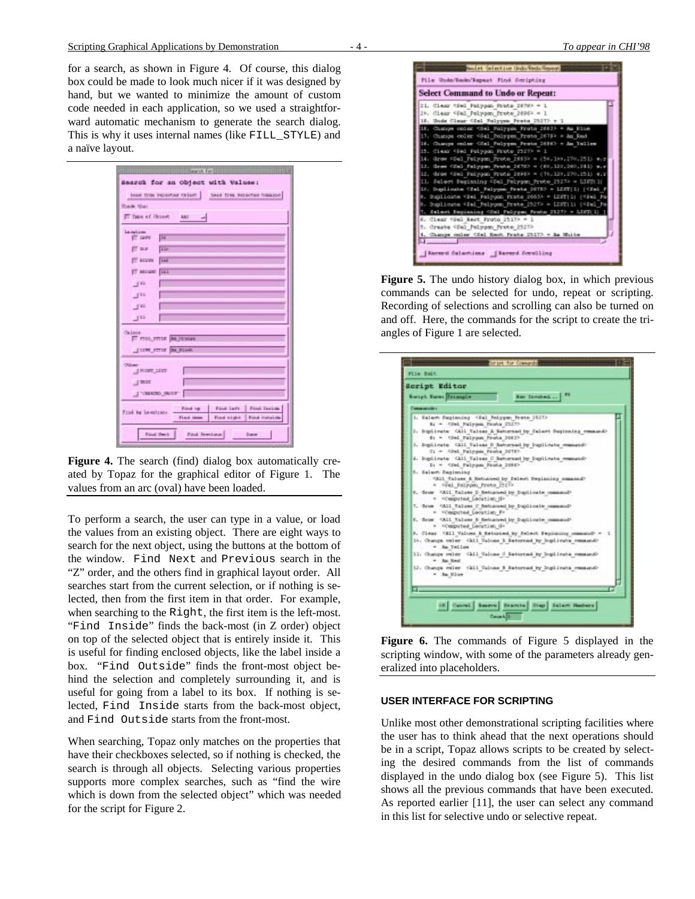for a search, as shown in Figure 4. Of course, this dialog box could be made to look much nicer if it was designed by hand, but we wanted to minimize the amount of custom code needed in each application, so we used a straightforward automatic mechanism to generate the search dialog. This is why it uses internal names (like FILL_STYLE) and a naïve layout.

**Figure 4.** The search (find) dialog box automatically created by Topaz for the graphical editor of Figure 1. The values from an arc (oval) have been loaded.

To perform a search, the user can type in a value, or load the values from an existing object. There are eight ways to search for the next object, using the buttons at the bottom of the window. Find Next and Previous search in the "Z" order, and the others find in graphical layout order. All searches start from the current selection, or if nothing is selected, then from the first item in that order. For example, when searching to the Right, the first item is the left-most. "Find Inside" finds the back-most (in Z order) object on top of the selected object that is entirely inside it. This is useful for finding enclosed objects, like the label inside a box. "Find Outside" finds the front-most object behind the selection and completely surrounding it, and is useful for going from a label to its box. If nothing is selected, Find Inside starts from the back-most object, and Find Outside starts from the front-most.

When searching, Topaz only matches on the properties that have their checkboxes selected, so if nothing is checked, the search is through all objects. Selecting various properties supports more complex searches, such as "find the wire which is down from the selected object" which was needed for the script for Figure 2.

**Figure 5.** The undo history dialog box, in which previous commands can be selected for undo, repeat or scripting. Recording of selections and scrolling can also be turned on and off. Here, the commands for the script to create the triangles of Figure 1 are selected.

**Figure 6.** The commands of Figure 5 displayed in the scripting window, with some of the parameters already generalized into placeholders.

#### USER INTERFACE FOR SCRIPTING

Unlike most other demonstrational scripting facilities where the user has to think ahead that the next operations should be in a script, Topaz allows scripts to be created by selecting the desired commands from the list of commands displayed in the undo dialog box (see Figure 5). This list shows all the previous commands that have been executed. As reported earlier [11], the user can select any command in this list for selective undo or selective repeat.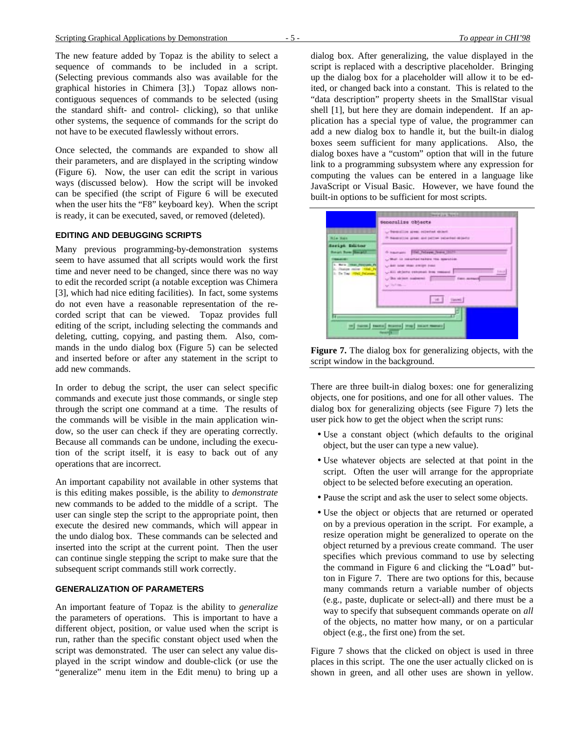The new feature added by Topaz is the ability to select a sequence of commands to be included in a script. (Selecting previous commands also was available for the graphical histories in Chimera [3].) Topaz allows non-contiguous sequences of commands to be selected (using the standard shift- and control- clicking), so that unlike other systems, the sequence of commands for the script do not have to be executed flawlessly without errors.

Once selected, the commands are expanded to show all their parameters, and are displayed in the scripting window (Figure 6). Now, the user can edit the script in various ways (discussed below). How the script will be invoked can be specified (the script of Figure 6 will be executed when the user hits the "F8" keyboard key). When the script is ready, it can be executed, saved, or removed (deleted).

### EDITING AND DEBUGGING SCRIPTS

Many previous programming-by-demonstration systems seem to have assumed that all scripts would work the first time and never need to be changed, since there was no way to edit the recorded script (a notable exception was Chimera [3], which had nice editing facilities). In fact, some systems do not even have a reasonable representation of the recorded script that can be viewed. Topaz provides full editing of the script, including selecting the commands and deleting, cutting, copying, and pasting them. Also, commands in the undo dialog box (Figure 5) can be selected and inserted before or after any statement in the script to add new commands.

In order to debug the script, the user can select specific commands and execute just those commands, or single step through the script one command at a time. The results of the commands will be visible in the main application window, so the user can check if they are operating correctly. Because all commands can be undone, including the execution of the script itself, it is easy to back out of any operations that are incorrect.

An important capability not available in other systems that is this editing makes possible, is the ability to *demonstrate* new commands to be added to the middle of a script. The user can single step the script to the appropriate point, then execute the desired new commands, which will appear in the undo dialog box. These commands can be selected and inserted into the script at the current point. Then the user can continue single stepping the script to make sure that the subsequent script commands still work correctly.

### GENERALIZATION OF PARAMETERS

An important feature of Topaz is the ability to *generalize* the parameters of operations. This is important to have a different object, position, or value used when the script is run, rather than the specific constant object used when the script was demonstrated. The user can select any value displayed in the script window and double-click (or use the "generalize" menu item in the Edit menu) to bring up a dialog box. After generalizing, the value displayed in the script is replaced with a descriptive placeholder. Bringing up the dialog box for a placeholder will allow it to be edited, or changed back into a constant. This is related to the "data description" property sheets in the SmallStar visual shell [1], but here they are domain independent. If an application has a special type of value, the programmer can add a new dialog box to handle it, but the built-in dialog boxes seem sufficient for many applications. Also, the dialog boxes have a "custom" option that will in the future link to a programming subsystem where any expression for computing the values can be entered in a language like JavaScript or Visual Basic. However, we have found the built-in options to be sufficient for most scripts.

**Figure 7.** The dialog box for generalizing objects, with the script window in the background.

There are three built-in dialog boxes: one for generalizing objects, one for positions, and one for all other values. The dialog box for generalizing objects (see Figure 7) lets the user pick how to get the object when the script runs:

- Use a constant object (which defaults to the original object, but the user can type a new value).
- Use whatever objects are selected at that point in the script. Often the user will arrange for the appropriate object to be selected before executing an operation.
- Pause the script and ask the user to select some objects.
- Use the object or objects that are returned or operated on by a previous operation in the script. For example, a resize operation might be generalized to operate on the object returned by a previous create command. The user specifies which previous command to use by selecting the command in Figure 6 and clicking the "Load" button in Figure 7. There are two options for this, because many commands return a variable number of objects (e.g., paste, duplicate or select-all) and there must be a way to specify that subsequent commands operate on *all* of the objects, no matter how many, or on a particular object (e.g., the first one) from the set.

Figure 7 shows that the clicked on object is used in three places in this script. The one the user actually clicked on is shown in green, and all other uses are shown in yellow.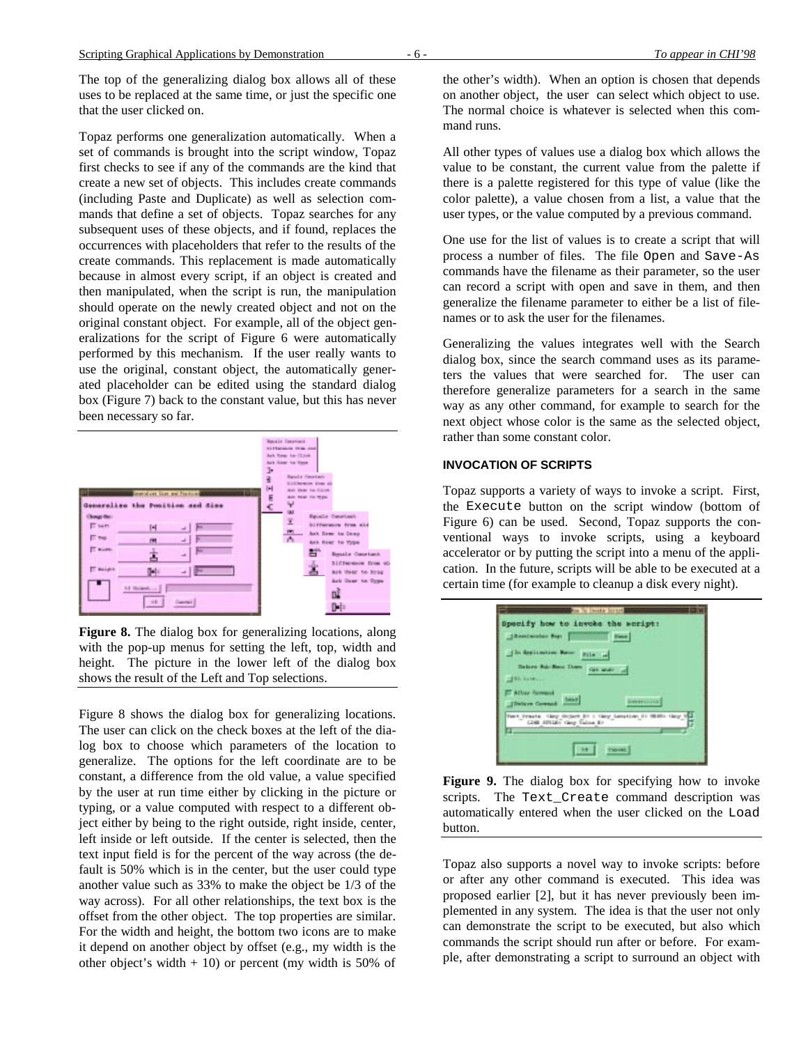The top of the generalizing dialog box allows all of these uses to be replaced at the same time, or just the specific one that the user clicked on.

Topaz performs one generalization automatically. When a set of commands is brought into the script window, Topaz first checks to see if any of the commands are the kind that create a new set of objects. This includes create commands (including Paste and Duplicate) as well as selection commands that define a set of objects. Topaz searches for any subsequent uses of these objects, and if found, replaces the occurrences with placeholders that refer to the results of the create commands. This replacement is made automatically because in almost every script, if an object is created and then manipulated, when the script is run, the manipulation should operate on the newly created object and not on the original constant object. For example, all of the object generalizations for the script of Figure 6 were automatically performed by this mechanism. If the user really wants to use the original, constant object, the automatically generated placeholder can be edited using the standard dialog box (Figure 7) back to the constant value, but this has never been necessary so far.

**Figure 8.** The dialog box for generalizing locations, along with the pop-up menus for setting the left, top, width and height. The picture in the lower left of the dialog box shows the result of the Left and Top selections.

Figure 8 shows the dialog box for generalizing locations. The user can click on the check boxes at the left of the dialog box to choose which parameters of the location to generalize. The options for the left coordinate are to be constant, a difference from the old value, a value specified by the user at run time either by clicking in the picture or typing, or a value computed with respect to a different object either by being to the right outside, right inside, center, left inside or left outside. If the center is selected, then the text input field is for the percent of the way across (the default is 50% which is in the center, but the user could type another value such as 33% to make the object be 1/3 of the way across). For all other relationships, the text box is the offset from the other object. The top properties are similar. For the width and height, the bottom two icons are to make it depend on another object by offset (e.g., my width is the other object's width + 10) or percent (my width is 50% of the other's width). When an option is chosen that depends on another object, the user can select which object to use. The normal choice is whatever is selected when this command runs.

All other types of values use a dialog box which allows the value to be constant, the current value from the palette if there is a palette registered for this type of value (like the color palette), a value chosen from a list, a value that the user types, or the value computed by a previous command.

One use for the list of values is to create a script that will process a number of files. The file `Open` and `Save-As` commands have the filename as their parameter, so the user can record a script with open and save in them, and then generalize the filename parameter to either be a list of filenames or to ask the user for the filenames.

Generalizing the values integrates well with the Search dialog box, since the search command uses as its parameters the values that were searched for. The user can therefore generalize parameters for a search in the same way as any other command, for example to search for the next object whose color is the same as the selected object, rather than some constant color.

#### INVOCATION OF SCRIPTS

Topaz supports a variety of ways to invoke a script. First, the `Execute` button on the script window (bottom of Figure 6) can be used. Second, Topaz supports the conventional ways to invoke scripts, using a keyboard accelerator or by putting the script into a menu of the application. In the future, scripts will be able to be executed at a certain time (for example to cleanup a disk every night).

**Figure 9.** The dialog box for specifying how to invoke scripts. The `Text_Create` command description was automatically entered when the user clicked on the `Load` button.

Topaz also supports a novel way to invoke scripts: before or after any other command is executed. This idea was proposed earlier [2], but it has never previously been implemented in any system. The idea is that the user not only can demonstrate the script to be executed, but also which commands the script should run after or before. For example, after demonstrating a script to surround an object with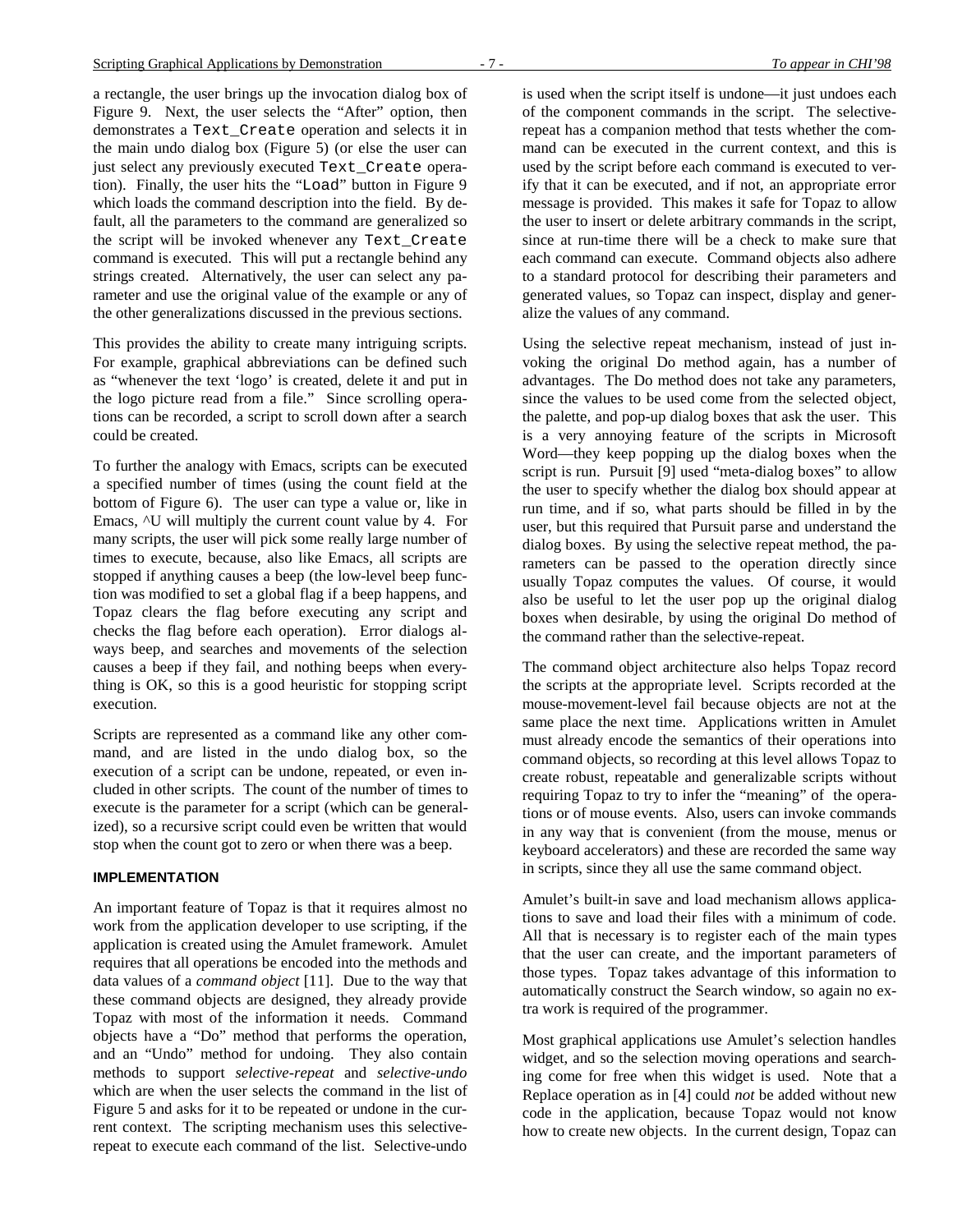a rectangle, the user brings up the invocation dialog box of Figure 9. Next, the user selects the "After" option, then demonstrates a `Text_Create` operation and selects it in the main undo dialog box (Figure 5) (or else the user can just select any previously executed `Text_Create` operation). Finally, the user hits the "`Load`" button in Figure 9 which loads the command description into the field. By default, all the parameters to the command are generalized so the script will be invoked whenever any `Text_Create` command is executed. This will put a rectangle behind any strings created. Alternatively, the user can select any parameter and use the original value of the example or any of the other generalizations discussed in the previous sections.

This provides the ability to create many intriguing scripts. For example, graphical abbreviations can be defined such as "whenever the text 'logo' is created, delete it and put in the logo picture read from a file." Since scrolling operations can be recorded, a script to scroll down after a search could be created.

To further the analogy with Emacs, scripts can be executed a specified number of times (using the count field at the bottom of Figure 6). The user can type a value or, like in Emacs, ^U will multiply the current count value by 4. For many scripts, the user will pick some really large number of times to execute, because, also like Emacs, all scripts are stopped if anything causes a beep (the low-level beep function was modified to set a global flag if a beep happens, and Topaz clears the flag before executing any script and checks the flag before each operation). Error dialogs always beep, and searches and movements of the selection causes a beep if they fail, and nothing beeps when everything is OK, so this is a good heuristic for stopping script execution.

Scripts are represented as a command like any other command, and are listed in the undo dialog box, so the execution of a script can be undone, repeated, or even included in other scripts. The count of the number of times to execute is the parameter for a script (which can be generalized), so a recursive script could even be written that would stop when the count got to zero or when there was a beep.

## IMPLEMENTATION

An important feature of Topaz is that it requires almost no work from the application developer to use scripting, if the application is created using the Amulet framework. Amulet requires that all operations be encoded into the methods and data values of a *command object* [11]. Due to the way that these command objects are designed, they already provide Topaz with most of the information it needs. Command objects have a "Do" method that performs the operation, and an "Undo" method for undoing. They also contain methods to support *selective-repeat* and *selective-undo* which are when the user selects the command in the list of Figure 5 and asks for it to be repeated or undone in the current context. The scripting mechanism uses this selective-repeat to execute each command of the list. Selective-undo is used when the script itself is undone—it just undoes each of the component commands in the script. The selective-repeat has a companion method that tests whether the command can be executed in the current context, and this is used by the script before each command is executed to verify that it can be executed, and if not, an appropriate error message is provided. This makes it safe for Topaz to allow the user to insert or delete arbitrary commands in the script, since at run-time there will be a check to make sure that each command can execute. Command objects also adhere to a standard protocol for describing their parameters and generated values, so Topaz can inspect, display and generalize the values of any command.

Using the selective repeat mechanism, instead of just invoking the original Do method again, has a number of advantages. The Do method does not take any parameters, since the values to be used come from the selected object, the palette, and pop-up dialog boxes that ask the user. This is a very annoying feature of the scripts in Microsoft Word—they keep popping up the dialog boxes when the script is run. Pursuit [9] used "meta-dialog boxes" to allow the user to specify whether the dialog box should appear at run time, and if so, what parts should be filled in by the user, but this required that Pursuit parse and understand the dialog boxes. By using the selective repeat method, the parameters can be passed to the operation directly since usually Topaz computes the values. Of course, it would also be useful to let the user pop up the original dialog boxes when desirable, by using the original Do method of the command rather than the selective-repeat.

The command object architecture also helps Topaz record the scripts at the appropriate level. Scripts recorded at the mouse-movement-level fail because objects are not at the same place the next time. Applications written in Amulet must already encode the semantics of their operations into command objects, so recording at this level allows Topaz to create robust, repeatable and generalizable scripts without requiring Topaz to try to infer the "meaning" of the operations or of mouse events. Also, users can invoke commands in any way that is convenient (from the mouse, menus or keyboard accelerators) and these are recorded the same way in scripts, since they all use the same command object.

Amulet's built-in save and load mechanism allows applications to save and load their files with a minimum of code. All that is necessary is to register each of the main types that the user can create, and the important parameters of those types. Topaz takes advantage of this information to automatically construct the Search window, so again no extra work is required of the programmer.

Most graphical applications use Amulet's selection handles widget, and so the selection moving operations and searching come for free when this widget is used. Note that a Replace operation as in [4] could *not* be added without new code in the application, because Topaz would not know how to create new objects. In the current design, Topaz can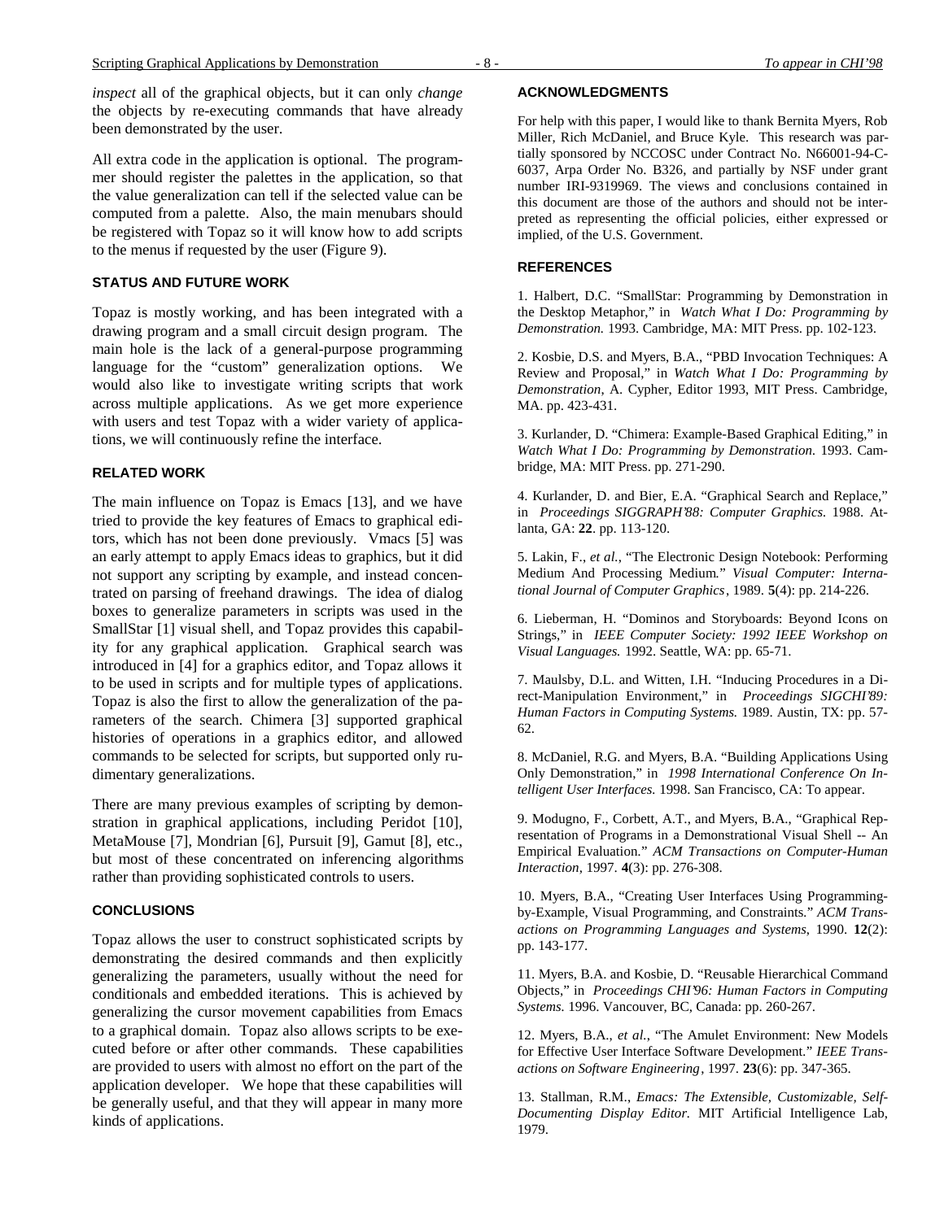*inspect* all of the graphical objects, but it can only *change* the objects by re-executing commands that have already been demonstrated by the user.

All extra code in the application is optional. The programmer should register the palettes in the application, so that the value generalization can tell if the selected value can be computed from a palette. Also, the main menubars should be registered with Topaz so it will know how to add scripts to the menus if requested by the user (Figure 9).

## STATUS AND FUTURE WORK

Topaz is mostly working, and has been integrated with a drawing program and a small circuit design program. The main hole is the lack of a general-purpose programming language for the "custom" generalization options. We would also like to investigate writing scripts that work across multiple applications. As we get more experience with users and test Topaz with a wider variety of applications, we will continuously refine the interface.

## RELATED WORK

The main influence on Topaz is Emacs [13], and we have tried to provide the key features of Emacs to graphical editors, which has not been done previously. Vmacs [5] was an early attempt to apply Emacs ideas to graphics, but it did not support any scripting by example, and instead concentrated on parsing of freehand drawings. The idea of dialog boxes to generalize parameters in scripts was used in the SmallStar [1] visual shell, and Topaz provides this capability for any graphical application. Graphical search was introduced in [4] for a graphics editor, and Topaz allows it to be used in scripts and for multiple types of applications. Topaz is also the first to allow the generalization of the parameters of the search. Chimera [3] supported graphical histories of operations in a graphics editor, and allowed commands to be selected for scripts, but supported only rudimentary generalizations.

There are many previous examples of scripting by demonstration in graphical applications, including Peridot [10], MetaMouse [7], Mondrian [6], Pursuit [9], Gamut [8], etc., but most of these concentrated on inferencing algorithms rather than providing sophisticated controls to users.

## CONCLUSIONS

Topaz allows the user to construct sophisticated scripts by demonstrating the desired commands and then explicitly generalizing the parameters, usually without the need for conditionals and embedded iterations. This is achieved by generalizing the cursor movement capabilities from Emacs to a graphical domain. Topaz also allows scripts to be executed before or after other commands. These capabilities are provided to users with almost no effort on the part of the application developer. We hope that these capabilities will be generally useful, and that they will appear in many more kinds of applications.

## ACKNOWLEDGMENTS

For help with this paper, I would like to thank Bernita Myers, Rob Miller, Rich McDaniel, and Bruce Kyle. This research was partially sponsored by NCCOSC under Contract No. N66001-94-C-6037, Arpa Order No. B326, and partially by NSF under grant number IRI-9319969. The views and conclusions contained in this document are those of the authors and should not be interpreted as representing the official policies, either expressed or implied, of the U.S. Government.

## REFERENCES

1. Halbert, D.C. "SmallStar: Programming by Demonstration in the Desktop Metaphor," in *Watch What I Do: Programming by Demonstration.* 1993. Cambridge, MA: MIT Press. pp. 102-123.

2. Kosbie, D.S. and Myers, B.A., "PBD Invocation Techniques: A Review and Proposal," in *Watch What I Do: Programming by Demonstration*, A. Cypher, Editor 1993, MIT Press. Cambridge, MA. pp. 423-431.

3. Kurlander, D. "Chimera: Example-Based Graphical Editing," in *Watch What I Do: Programming by Demonstration.* 1993. Cambridge, MA: MIT Press. pp. 271-290.

4. Kurlander, D. and Bier, E.A. "Graphical Search and Replace," in *Proceedings SIGGRAPH'88: Computer Graphics.* 1988. Atlanta, GA: **22**. pp. 113-120.

5. Lakin, F., *et al.*, "The Electronic Design Notebook: Performing Medium And Processing Medium." *Visual Computer: International Journal of Computer Graphics*, 1989. **5**(4): pp. 214-226.

6. Lieberman, H. "Dominos and Storyboards: Beyond Icons on Strings," in *IEEE Computer Society: 1992 IEEE Workshop on Visual Languages.* 1992. Seattle, WA: pp. 65-71.

7. Maulsby, D.L. and Witten, I.H. "Inducing Procedures in a Direct-Manipulation Environment," in *Proceedings SIGCHI'89: Human Factors in Computing Systems.* 1989. Austin, TX: pp. 57-62.

8. McDaniel, R.G. and Myers, B.A. "Building Applications Using Only Demonstration," in *1998 International Conference On Intelligent User Interfaces.* 1998. San Francisco, CA: To appear.

9. Modugno, F., Corbett, A.T., and Myers, B.A., "Graphical Representation of Programs in a Demonstrational Visual Shell -- An Empirical Evaluation." *ACM Transactions on Computer-Human Interaction*, 1997. **4**(3): pp. 276-308.

10. Myers, B.A., "Creating User Interfaces Using Programming-by-Example, Visual Programming, and Constraints." *ACM Transactions on Programming Languages and Systems*, 1990. **12**(2): pp. 143-177.

11. Myers, B.A. and Kosbie, D. "Reusable Hierarchical Command Objects," in *Proceedings CHI'96: Human Factors in Computing Systems.* 1996. Vancouver, BC, Canada: pp. 260-267.

12. Myers, B.A., *et al.*, "The Amulet Environment: New Models for Effective User Interface Software Development." *IEEE Transactions on Software Engineering*, 1997. **23**(6): pp. 347-365.

13. Stallman, R.M., *Emacs: The Extensible, Customizable, Self-Documenting Display Editor.* MIT Artificial Intelligence Lab, 1979.